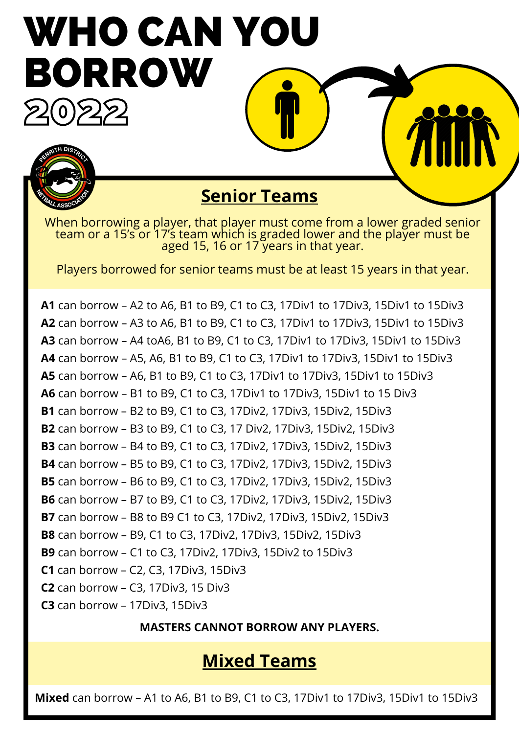# WHO CAN YOU BORROW 2022

## Senior Teams

When borrowing a player, that player must come from a lower graded senior team or a 15's or 17's team which is graded lower and the player must be aged 15, 16 or 17 years in that year.

Players borrowed for senior teams must be at least 15 years in that year.

**A1** can borrow – A2 to A6, B1 to B9, C1 to C3, 17Div1 to 17Div3, 15Div1 to 15Div3
**A2** can borrow – A3 to A6, B1 to B9, C1 to C3, 17Div1 to 17Div3, 15Div1 to 15Div3
**A3** can borrow – A4 toA6, B1 to B9, C1 to C3, 17Div1 to 17Div3, 15Div1 to 15Div3
**A4** can borrow – A5, A6, B1 to B9, C1 to C3, 17Div1 to 17Div3, 15Div1 to 15Div3
**A5** can borrow – A6, B1 to B9, C1 to C3, 17Div1 to 17Div3, 15Div1 to 15Div3
**A6** can borrow – B1 to B9, C1 to C3, 17Div1 to 17Div3, 15Div1 to 15 Div3
**B1** can borrow – B2 to B9, C1 to C3, 17Div2, 17Div3, 15Div2, 15Div3
**B2** can borrow – B3 to B9, C1 to C3, 17 Div2, 17Div3, 15Div2, 15Div3
**B3** can borrow – B4 to B9, C1 to C3, 17Div2, 17Div3, 15Div2, 15Div3
**B4** can borrow – B5 to B9, C1 to C3, 17Div2, 17Div3, 15Div2, 15Div3
**B5** can borrow – B6 to B9, C1 to C3, 17Div2, 17Div3, 15Div2, 15Div3
**B6** can borrow – B7 to B9, C1 to C3, 17Div2, 17Div3, 15Div2, 15Div3
**B7** can borrow – B8 to B9 C1 to C3, 17Div2, 17Div3, 15Div2, 15Div3
**B8** can borrow – B9, C1 to C3, 17Div2, 17Div3, 15Div2, 15Div3
**B9** can borrow – C1 to C3, 17Div2, 17Div3, 15Div2 to 15Div3
**C1** can borrow – C2, C3, 17Div3, 15Div3
**C2** can borrow – C3, 17Div3, 15 Div3
**C3** can borrow – 17Div3, 15Div3

**MASTERS CANNOT BORROW ANY PLAYERS.**

## Mixed Teams

**Mixed** can borrow – A1 to A6, B1 to B9, C1 to C3, 17Div1 to 17Div3, 15Div1 to 15Div3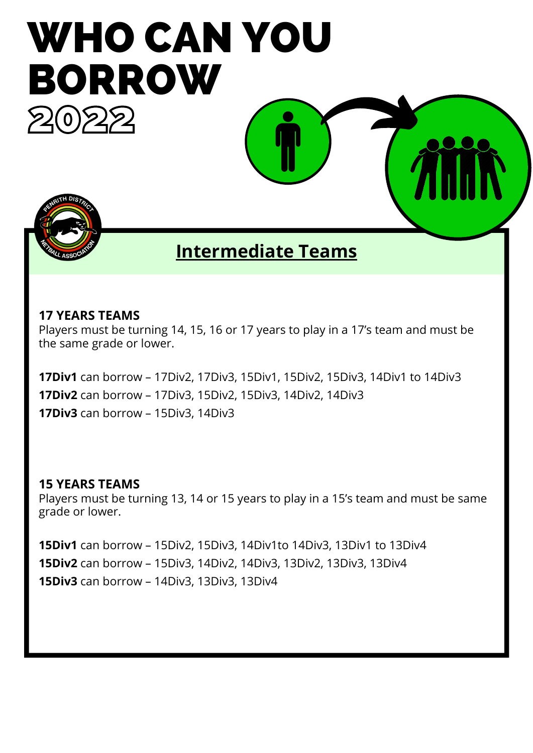# WHO CAN YOU BORROW 2022

## Intermediate Teams

**17 YEARS TEAMS**
Players must be turning 14, 15, 16 or 17 years to play in a 17's team and must be the same grade or lower.

**17Div1** can borrow – 17Div2, 17Div3, 15Div1, 15Div2, 15Div3, 14Div1 to 14Div3
**17Div2** can borrow – 17Div3, 15Div2, 15Div3, 14Div2, 14Div3
**17Div3** can borrow – 15Div3, 14Div3

**15 YEARS TEAMS**
Players must be turning 13, 14 or 15 years to play in a 15's team and must be same grade or lower.

**15Div1** can borrow – 15Div2, 15Div3, 14Div1to 14Div3, 13Div1 to 13Div4
**15Div2** can borrow – 15Div3, 14Div2, 14Div3, 13Div2, 13Div3, 13Div4
**15Div3** can borrow – 14Div3, 13Div3, 13Div4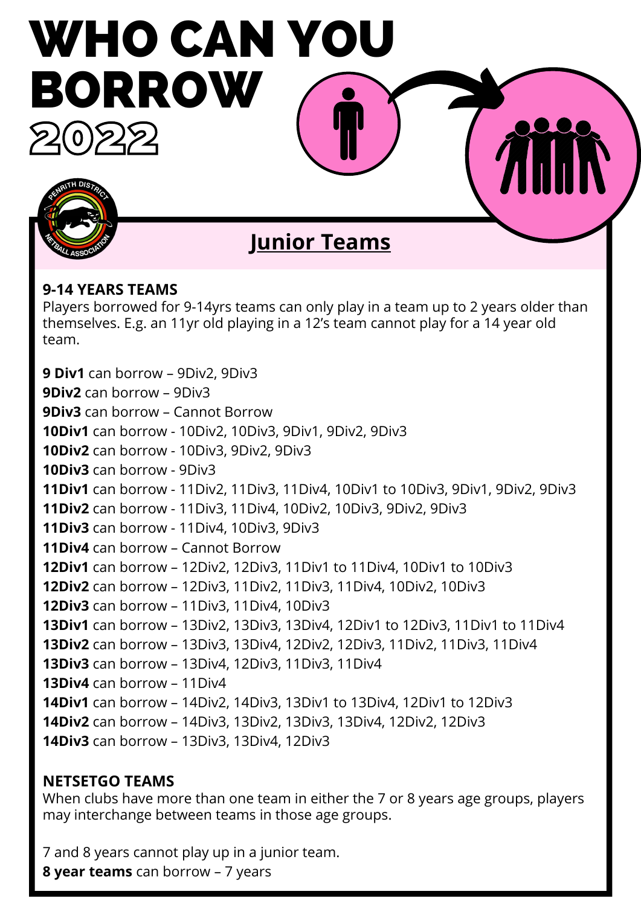# WHO CAN YOU BORROW 2022

## Junior Teams

**9-14 YEARS TEAMS**

Players borrowed for 9-14yrs teams can only play in a team up to 2 years older than themselves. E.g. an 11yr old playing in a 12's team cannot play for a 14 year old team.

**9 Div1** can borrow – 9Div2, 9Div3
**9Div2** can borrow – 9Div3
**9Div3** can borrow – Cannot Borrow
**10Div1** can borrow - 10Div2, 10Div3, 9Div1, 9Div2, 9Div3
**10Div2** can borrow - 10Div3, 9Div2, 9Div3
**10Div3** can borrow - 9Div3
**11Div1** can borrow - 11Div2, 11Div3, 11Div4, 10Div1 to 10Div3, 9Div1, 9Div2, 9Div3
**11Div2** can borrow - 11Div3, 11Div4, 10Div2, 10Div3, 9Div2, 9Div3
**11Div3** can borrow - 11Div4, 10Div3, 9Div3
**11Div4** can borrow – Cannot Borrow
**12Div1** can borrow – 12Div2, 12Div3, 11Div1 to 11Div4, 10Div1 to 10Div3
**12Div2** can borrow – 12Div3, 11Div2, 11Div3, 11Div4, 10Div2, 10Div3
**12Div3** can borrow – 11Div3, 11Div4, 10Div3
**13Div1** can borrow – 13Div2, 13Div3, 13Div4, 12Div1 to 12Div3, 11Div1 to 11Div4
**13Div2** can borrow – 13Div3, 13Div4, 12Div2, 12Div3, 11Div2, 11Div3, 11Div4
**13Div3** can borrow – 13Div4, 12Div3, 11Div3, 11Div4
**13Div4** can borrow – 11Div4
**14Div1** can borrow – 14Div2, 14Div3, 13Div1 to 13Div4, 12Div1 to 12Div3
**14Div2** can borrow – 14Div3, 13Div2, 13Div3, 13Div4, 12Div2, 12Div3
**14Div3** can borrow – 13Div3, 13Div4, 12Div3

**NETSETGO TEAMS**

When clubs have more than one team in either the 7 or 8 years age groups, players may interchange between teams in those age groups.

7 and 8 years cannot play up in a junior team.
**8 year teams** can borrow – 7 years